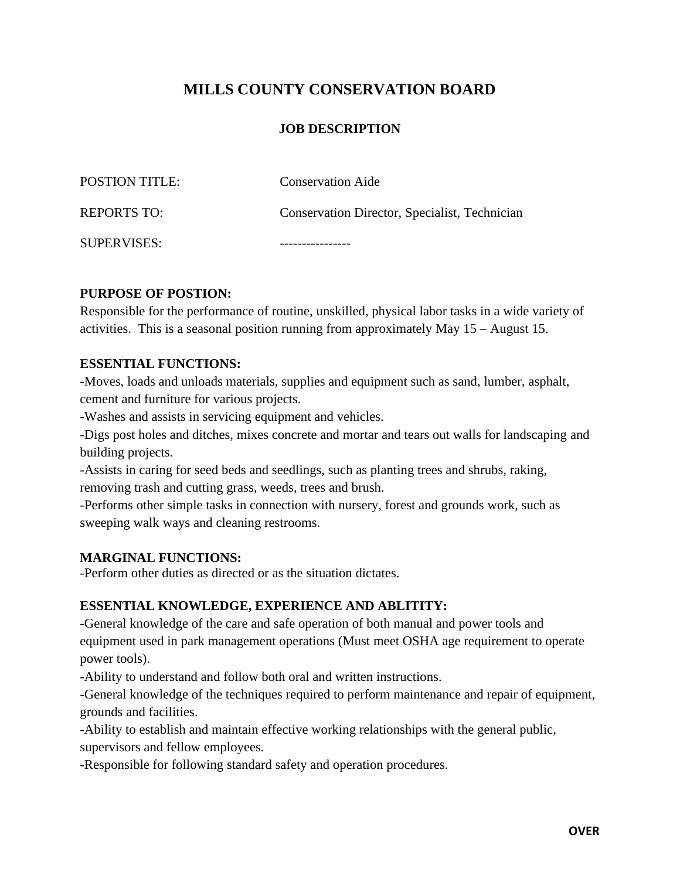# MILLS COUNTY CONSERVATION BOARD

## JOB DESCRIPTION

| | |
|---|---|
| POSTION TITLE: | Conservation Aide |
| REPORTS TO: | Conservation Director, Specialist, Technician |
| SUPERVISES: | ---------------- |

**PURPOSE OF POSTION:**
Responsible for the performance of routine, unskilled, physical labor tasks in a wide variety of activities. This is a seasonal position running from approximately May 15 – August 15.

**ESSENTIAL FUNCTIONS:**
-Moves, loads and unloads materials, supplies and equipment such as sand, lumber, asphalt, cement and furniture for various projects.
-Washes and assists in servicing equipment and vehicles.
-Digs post holes and ditches, mixes concrete and mortar and tears out walls for landscaping and building projects.
-Assists in caring for seed beds and seedlings, such as planting trees and shrubs, raking, removing trash and cutting grass, weeds, trees and brush.
-Performs other simple tasks in connection with nursery, forest and grounds work, such as sweeping walk ways and cleaning restrooms.

**MARGINAL FUNCTIONS:**
-Perform other duties as directed or as the situation dictates.

**ESSENTIAL KNOWLEDGE, EXPERIENCE AND ABLITITY:**
-General knowledge of the care and safe operation of both manual and power tools and equipment used in park management operations (Must meet OSHA age requirement to operate power tools).
-Ability to understand and follow both oral and written instructions.
-General knowledge of the techniques required to perform maintenance and repair of equipment, grounds and facilities.
-Ability to establish and maintain effective working relationships with the general public, supervisors and fellow employees.
-Responsible for following standard safety and operation procedures.

**OVER**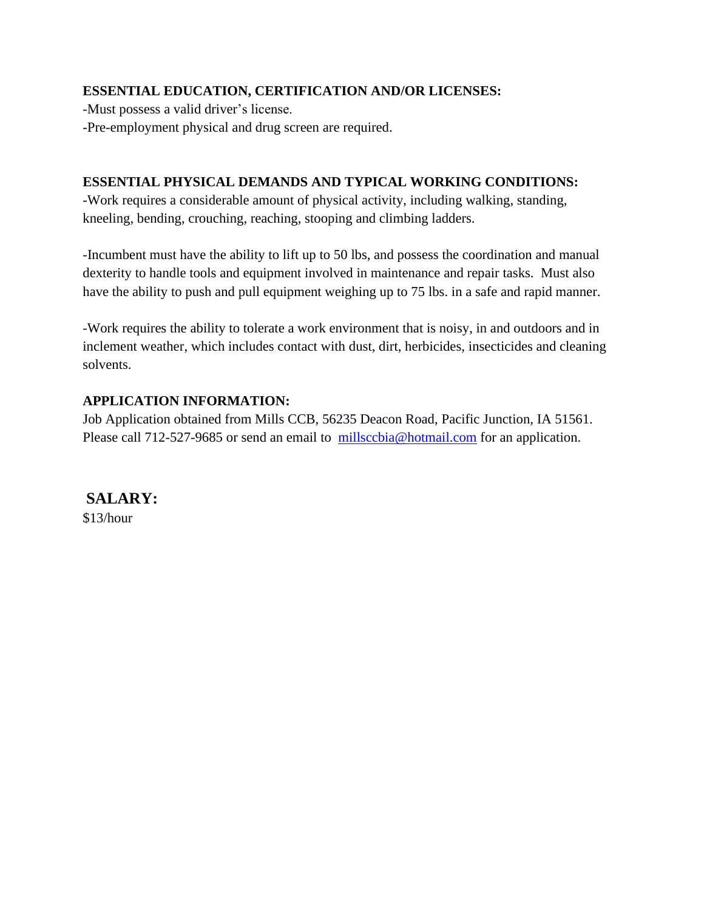**ESSENTIAL EDUCATION, CERTIFICATION AND/OR LICENSES:**

-Must possess a valid driver's license.
-Pre-employment physical and drug screen are required.

**ESSENTIAL PHYSICAL DEMANDS AND TYPICAL WORKING CONDITIONS:**

-Work requires a considerable amount of physical activity, including walking, standing, kneeling, bending, crouching, reaching, stooping and climbing ladders.

-Incumbent must have the ability to lift up to 50 lbs, and possess the coordination and manual dexterity to handle tools and equipment involved in maintenance and repair tasks. Must also have the ability to push and pull equipment weighing up to 75 lbs. in a safe and rapid manner.

-Work requires the ability to tolerate a work environment that is noisy, in and outdoors and in inclement weather, which includes contact with dust, dirt, herbicides, insecticides and cleaning solvents.

**APPLICATION INFORMATION:**

Job Application obtained from Mills CCB, 56235 Deacon Road, Pacific Junction, IA 51561. Please call 712-527-9685 or send an email to millsccbia@hotmail.com for an application.

## SALARY:

$13/hour